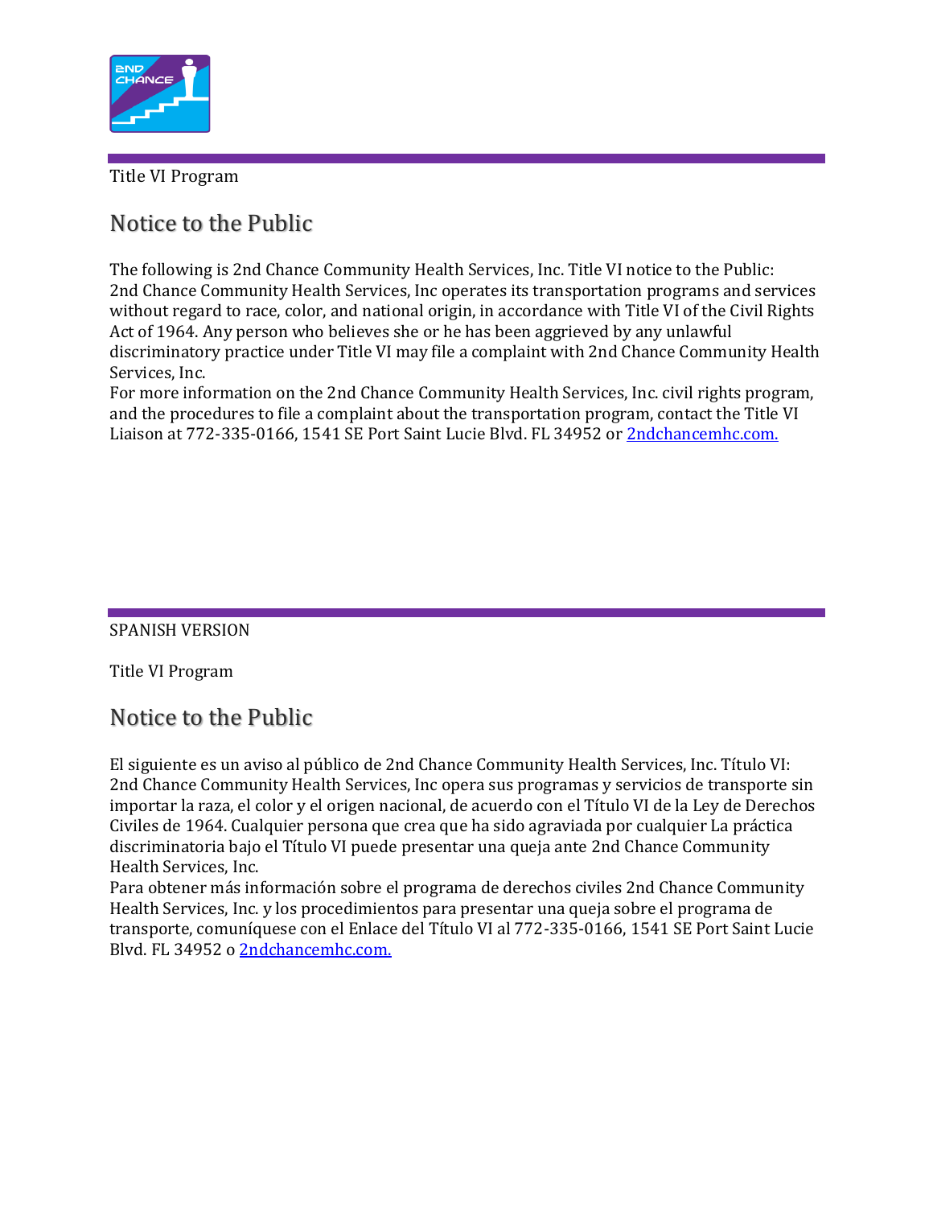Title VI Program

## Notice to the Public

The following is 2nd Chance Community Health Services, Inc. Title VI notice to the Public:
2nd Chance Community Health Services, Inc operates its transportation programs and services without regard to race, color, and national origin, in accordance with Title VI of the Civil Rights Act of 1964. Any person who believes she or he has been aggrieved by any unlawful discriminatory practice under Title VI may file a complaint with 2nd Chance Community Health Services, Inc.
For more information on the 2nd Chance Community Health Services, Inc. civil rights program, and the procedures to file a complaint about the transportation program, contact the Title VI Liaison at 772-335-0166, 1541 SE Port Saint Lucie Blvd. FL 34952 or [2ndchancemhc.com.](2ndchancemhc.com)

---

SPANISH VERSION

Title VI Program

## Notice to the Public

El siguiente es un aviso al público de 2nd Chance Community Health Services, Inc. Título VI:
2nd Chance Community Health Services, Inc opera sus programas y servicios de transporte sin importar la raza, el color y el origen nacional, de acuerdo con el Título VI de la Ley de Derechos Civiles de 1964. Cualquier persona que crea que ha sido agraviada por cualquier La práctica discriminatoria bajo el Título VI puede presentar una queja ante 2nd Chance Community Health Services, Inc.
Para obtener más información sobre el programa de derechos civiles 2nd Chance Community Health Services, Inc. y los procedimientos para presentar una queja sobre el programa de transporte, comuníquese con el Enlace del Título VI al 772-335-0166, 1541 SE Port Saint Lucie Blvd. FL 34952 o [2ndchancemhc.com.](2ndchancemhc.com)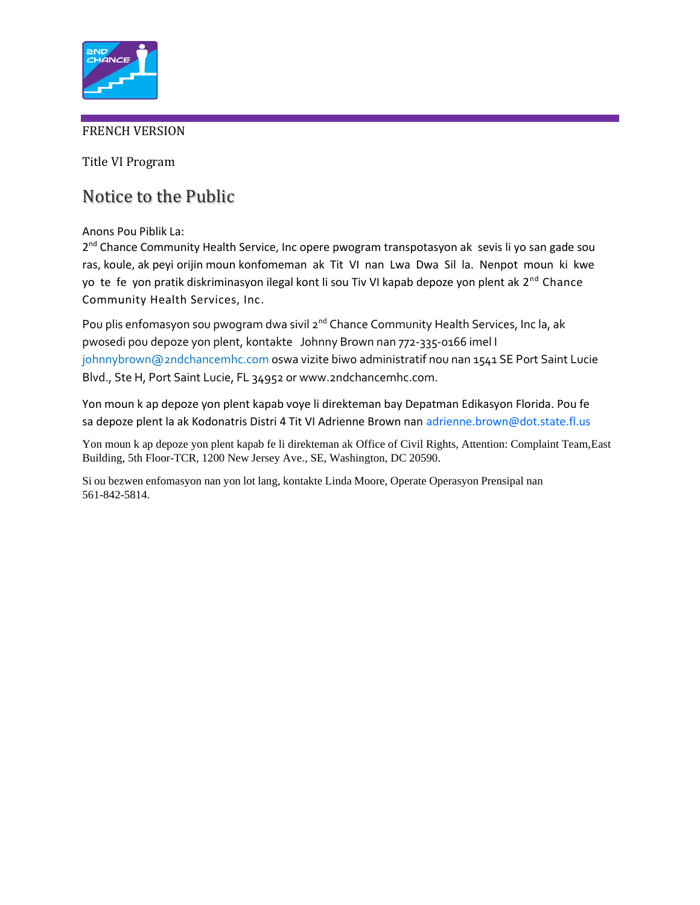FRENCH VERSION

Title VI Program

# Notice to the Public

Anons Pou Piblik La:
2nd Chance Community Health Service, Inc opere pwogram transpotasyon ak sevis li yo san gade sou ras, koule, ak peyi orijin moun konfomeman ak Tit VI nan Lwa Dwa Sil la. Nenpot moun ki kwe yo te fe yon pratik diskriminasyon ilegal kont li sou Tiv VI kapab depoze yon plent ak 2nd Chance Community Health Services, Inc.

Pou plis enfomasyon sou pwogram dwa sivil 2nd Chance Community Health Services, Inc la, ak pwosedi pou depoze yon plent, kontakte Johnny Brown nan 772-335-0166 imel l johnnybrown@2ndchancemhc.com oswa vizite biwo administratif nou nan 1541 SE Port Saint Lucie Blvd., Ste H, Port Saint Lucie, FL 34952 or www.2ndchancemhc.com.

Yon moun k ap depoze yon plent kapab voye li direkteman bay Depatman Edikasyon Florida. Pou fe sa depoze plent la ak Kodonatris Distri 4 Tit VI Adrienne Brown nan adrienne.brown@dot.state.fl.us

Yon moun k ap depoze yon plent kapab fe li direkteman ak Office of Civil Rights, Attention: Complaint Team,East Building, 5th Floor-TCR, 1200 New Jersey Ave., SE, Washington, DC 20590.

Si ou bezwen enfomasyon nan yon lot lang, kontakte Linda Moore, Operate Operasyon Prensipal nan 561-842-5814.